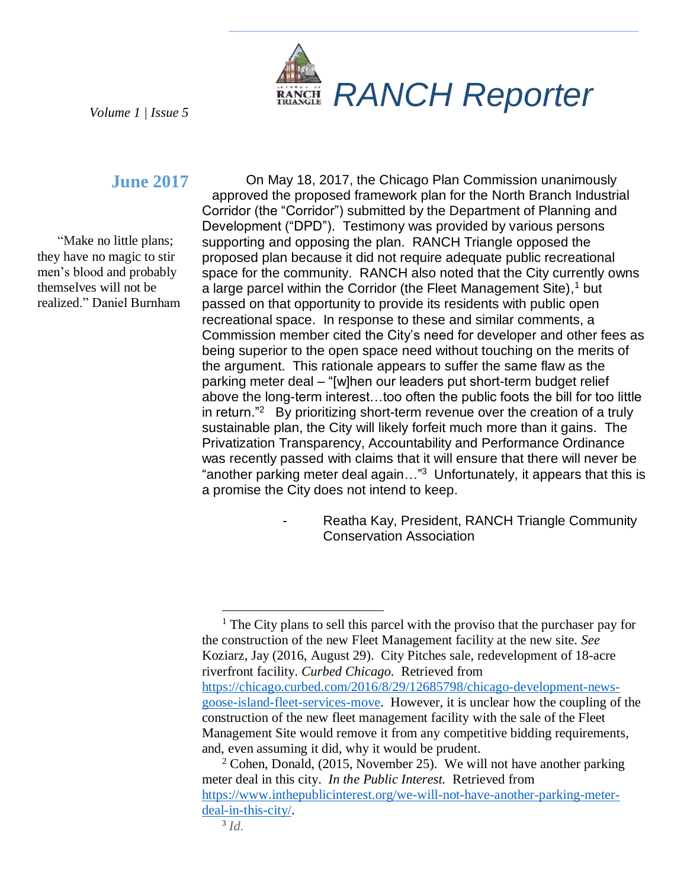# RANCH Reporter

*Volume 1 | Issue 5*

**June 2017**

"Make no little plans; they have no magic to stir men's blood and probably themselves will not be realized." Daniel Burnham

On May 18, 2017, the Chicago Plan Commission unanimously approved the proposed framework plan for the North Branch Industrial Corridor (the "Corridor") submitted by the Department of Planning and Development ("DPD"). Testimony was provided by various persons supporting and opposing the plan. RANCH Triangle opposed the proposed plan because it did not require adequate public recreational space for the community. RANCH also noted that the City currently owns a large parcel within the Corridor (the Fleet Management Site),[1] but passed on that opportunity to provide its residents with public open recreational space. In response to these and similar comments, a Commission member cited the City's need for developer and other fees as being superior to the open space need without touching on the merits of the argument. This rationale appears to suffer the same flaw as the parking meter deal – "[w]hen our leaders put short-term budget relief above the long-term interest…too often the public foots the bill for too little in return."[2] By prioritizing short-term revenue over the creation of a truly sustainable plan, the City will likely forfeit much more than it gains. The Privatization Transparency, Accountability and Performance Ordinance was recently passed with claims that it will ensure that there will never be "another parking meter deal again…"[3] Unfortunately, it appears that this is a promise the City does not intend to keep.

- Reatha Kay, President, RANCH Triangle Community Conservation Association

---

[1] The City plans to sell this parcel with the proviso that the purchaser pay for the construction of the new Fleet Management facility at the new site. *See* Koziarz, Jay (2016, August 29). City Pitches sale, redevelopment of 18-acre riverfront facility. *Curbed Chicago.* Retrieved from https://chicago.curbed.com/2016/8/29/12685798/chicago-development-news-goose-island-fleet-services-move. However, it is unclear how the coupling of the construction of the new fleet management facility with the sale of the Fleet Management Site would remove it from any competitive bidding requirements, and, even assuming it did, why it would be prudent.

[2] Cohen, Donald, (2015, November 25). We will not have another parking meter deal in this city. *In the Public Interest.* Retrieved from https://www.inthepublicinterest.org/we-will-not-have-another-parking-meter-deal-in-this-city/.

[3] *Id.*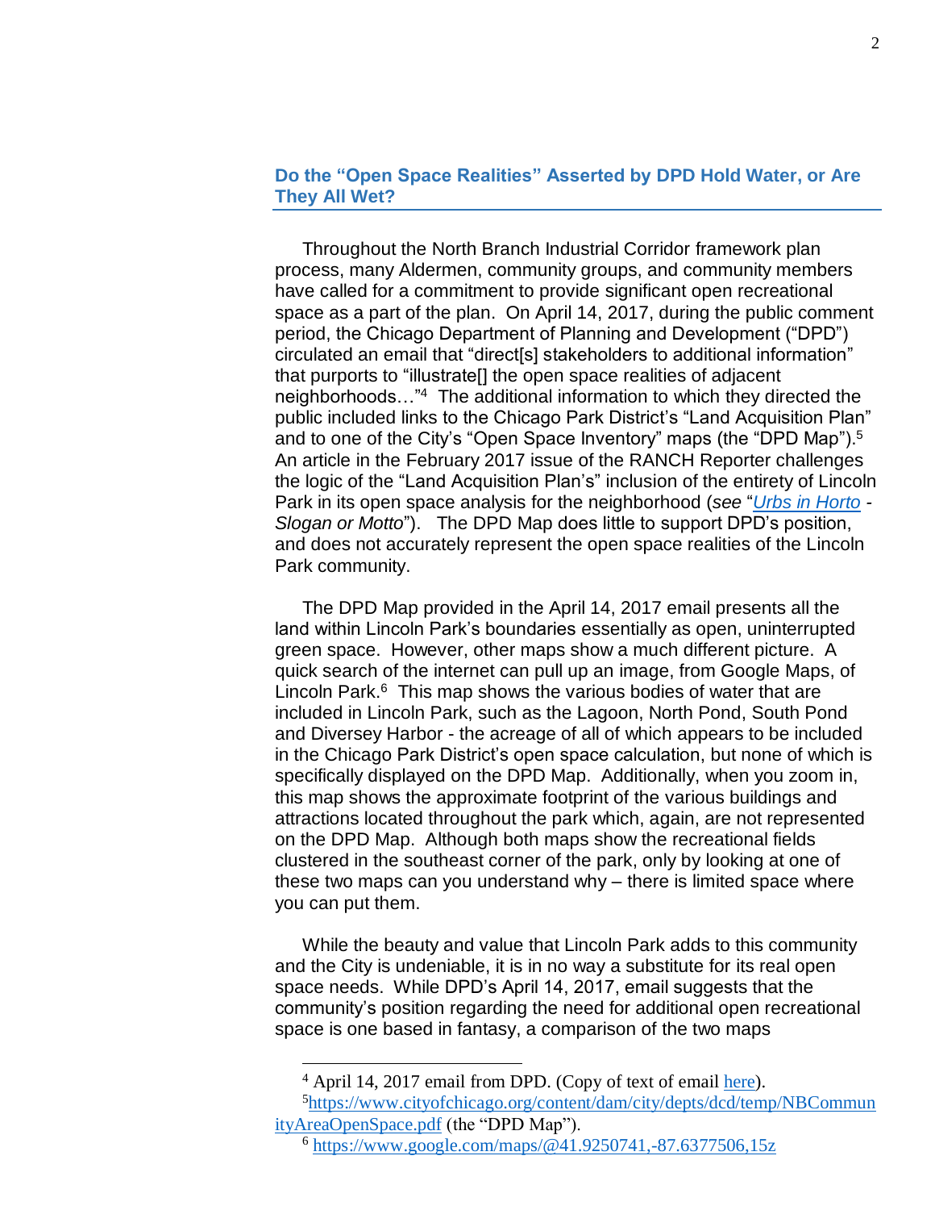## Do the "Open Space Realities" Asserted by DPD Hold Water, or Are They All Wet?

Throughout the North Branch Industrial Corridor framework plan process, many Aldermen, community groups, and community members have called for a commitment to provide significant open recreational space as a part of the plan. On April 14, 2017, during the public comment period, the Chicago Department of Planning and Development ("DPD") circulated an email that "direct[s] stakeholders to additional information" that purports to "illustrate[] the open space realities of adjacent neighborhoods…"[4] The additional information to which they directed the public included links to the Chicago Park District's "Land Acquisition Plan" and to one of the City's "Open Space Inventory" maps (the "DPD Map").[5] An article in the February 2017 issue of the RANCH Reporter challenges the logic of the "Land Acquisition Plan's" inclusion of the entirety of Lincoln Park in its open space analysis for the neighborhood (*see* "*Urbs in Horto - Slogan or Motto*"). The DPD Map does little to support DPD's position, and does not accurately represent the open space realities of the Lincoln Park community.

The DPD Map provided in the April 14, 2017 email presents all the land within Lincoln Park's boundaries essentially as open, uninterrupted green space. However, other maps show a much different picture. A quick search of the internet can pull up an image, from Google Maps, of Lincoln Park.[6] This map shows the various bodies of water that are included in Lincoln Park, such as the Lagoon, North Pond, South Pond and Diversey Harbor - the acreage of all of which appears to be included in the Chicago Park District's open space calculation, but none of which is specifically displayed on the DPD Map. Additionally, when you zoom in, this map shows the approximate footprint of the various buildings and attractions located throughout the park which, again, are not represented on the DPD Map. Although both maps show the recreational fields clustered in the southeast corner of the park, only by looking at one of these two maps can you understand why – there is limited space where you can put them.

While the beauty and value that Lincoln Park adds to this community and the City is undeniable, it is in no way a substitute for its real open space needs. While DPD's April 14, 2017, email suggests that the community's position regarding the need for additional open recreational space is one based in fantasy, a comparison of the two maps

---

[4] April 14, 2017 email from DPD. (Copy of text of email here).

[5] https://www.cityofchicago.org/content/dam/city/depts/dcd/temp/NBCommunityAreaOpenSpace.pdf (the "DPD Map").

[6] https://www.google.com/maps/@41.9250741,-87.6377506,15z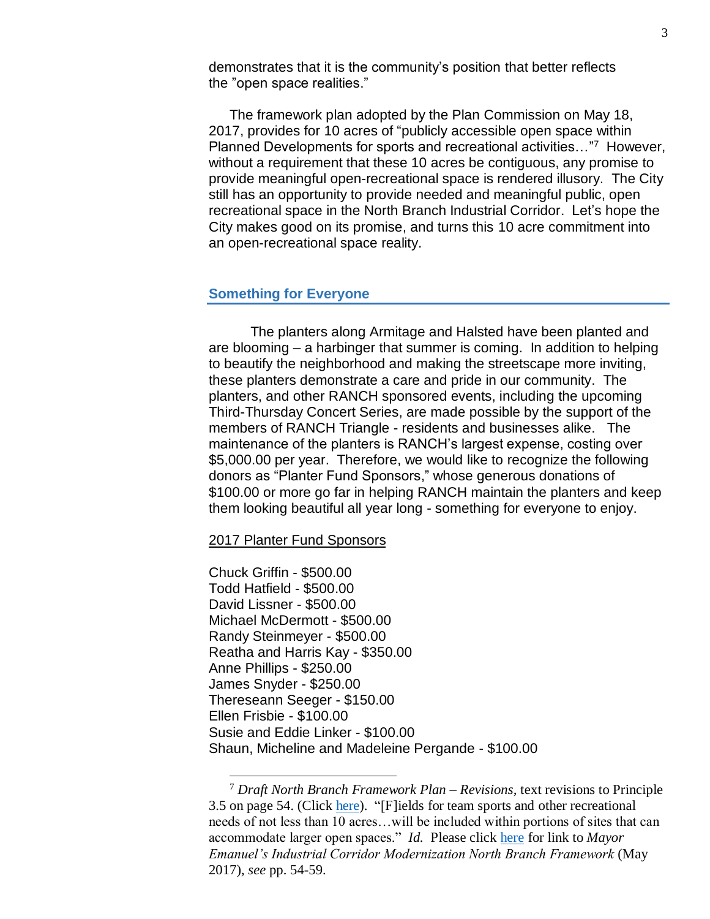demonstrates that it is the community's position that better reflects the "open space realities."

The framework plan adopted by the Plan Commission on May 18, 2017, provides for 10 acres of "publicly accessible open space within Planned Developments for sports and recreational activities…"[7] However, without a requirement that these 10 acres be contiguous, any promise to provide meaningful open-recreational space is rendered illusory. The City still has an opportunity to provide needed and meaningful public, open recreational space in the North Branch Industrial Corridor. Let's hope the City makes good on its promise, and turns this 10 acre commitment into an open-recreational space reality.

## Something for Everyone

The planters along Armitage and Halsted have been planted and are blooming – a harbinger that summer is coming. In addition to helping to beautify the neighborhood and making the streetscape more inviting, these planters demonstrate a care and pride in our community. The planters, and other RANCH sponsored events, including the upcoming Third-Thursday Concert Series, are made possible by the support of the members of RANCH Triangle - residents and businesses alike. The maintenance of the planters is RANCH's largest expense, costing over $5,000.00 per year. Therefore, we would like to recognize the following donors as "Planter Fund Sponsors," whose generous donations of $100.00 or more go far in helping RANCH maintain the planters and keep them looking beautiful all year long - something for everyone to enjoy.

<u>2017 Planter Fund Sponsors</u>

Chuck Griffin - $500.00
Todd Hatfield - $500.00
David Lissner - $500.00
Michael McDermott - $500.00
Randy Steinmeyer - $500.00
Reatha and Harris Kay - $350.00
Anne Phillips - $250.00
James Snyder - $250.00
Thereseann Seeger - $150.00
Ellen Frisbie - $100.00
Susie and Eddie Linker - $100.00
Shaun, Micheline and Madeleine Pergande - $100.00

---

[7] *Draft North Branch Framework Plan – Revisions*, text revisions to Principle 3.5 on page 54. (Click here). "[F]ields for team sports and other recreational needs of not less than 10 acres…will be included within portions of sites that can accommodate larger open spaces." *Id.* Please click here for link to *Mayor Emanuel's Industrial Corridor Modernization North Branch Framework* (May 2017), *see* pp. 54-59.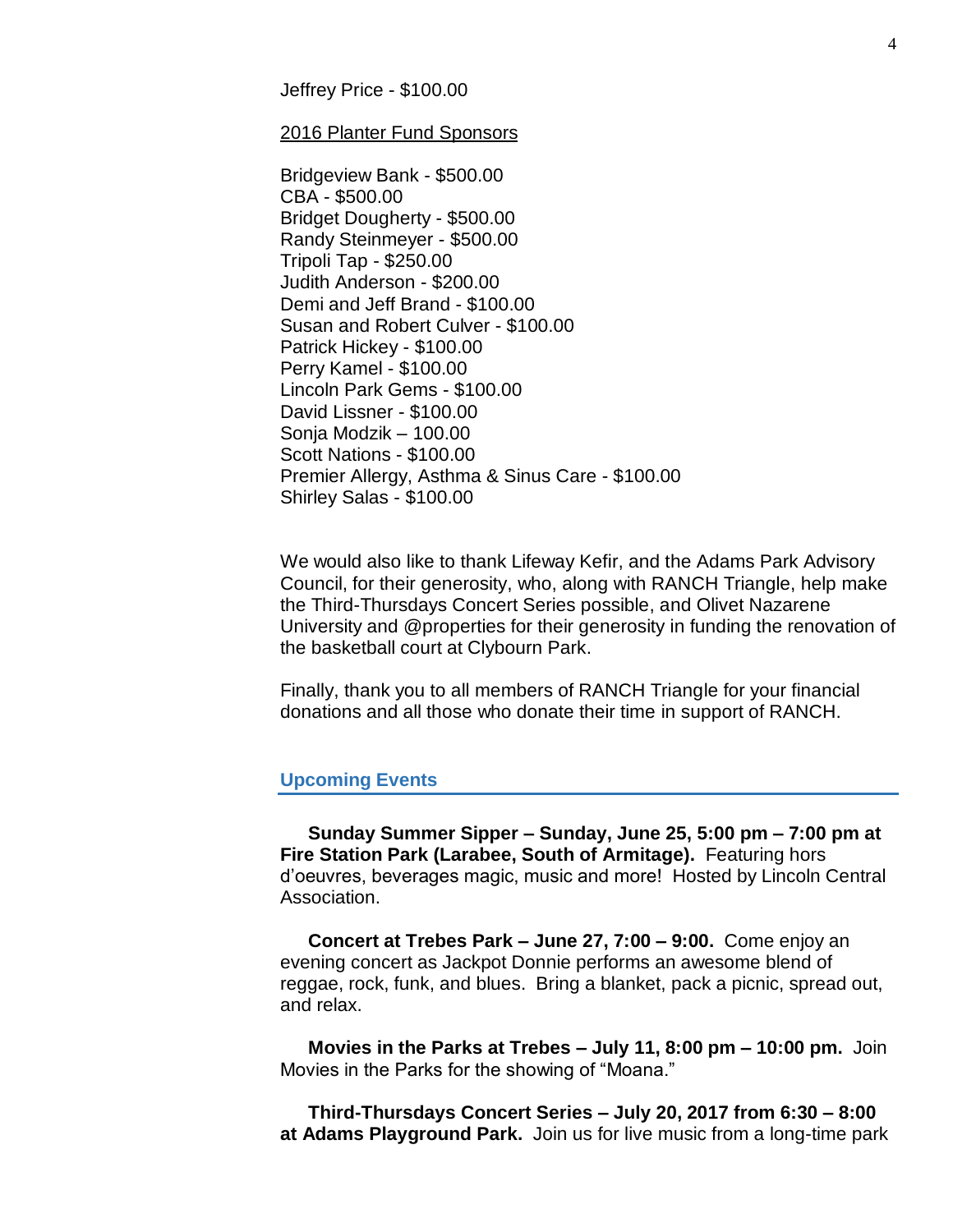Jeffrey Price - $100.00

2016 Planter Fund Sponsors

Bridgeview Bank - $500.00
CBA - $500.00
Bridget Dougherty - $500.00
Randy Steinmeyer - $500.00
Tripoli Tap - $250.00
Judith Anderson - $200.00
Demi and Jeff Brand - $100.00
Susan and Robert Culver - $100.00
Patrick Hickey - $100.00
Perry Kamel - $100.00
Lincoln Park Gems - $100.00
David Lissner - $100.00
Sonja Modzik – 100.00
Scott Nations - $100.00
Premier Allergy, Asthma & Sinus Care - $100.00
Shirley Salas - $100.00

We would also like to thank Lifeway Kefir, and the Adams Park Advisory Council, for their generosity, who, along with RANCH Triangle, help make the Third-Thursdays Concert Series possible, and Olivet Nazarene University and @properties for their generosity in funding the renovation of the basketball court at Clybourn Park.

Finally, thank you to all members of RANCH Triangle for your financial donations and all those who donate their time in support of RANCH.

## Upcoming Events

**Sunday Summer Sipper – Sunday, June 25, 5:00 pm – 7:00 pm at Fire Station Park (Larabee, South of Armitage).** Featuring hors d'oeuvres, beverages magic, music and more! Hosted by Lincoln Central Association.

**Concert at Trebes Park – June 27, 7:00 – 9:00.** Come enjoy an evening concert as Jackpot Donnie performs an awesome blend of reggae, rock, funk, and blues. Bring a blanket, pack a picnic, spread out, and relax.

**Movies in the Parks at Trebes – July 11, 8:00 pm – 10:00 pm.** Join Movies in the Parks for the showing of "Moana."

**Third-Thursdays Concert Series – July 20, 2017 from 6:30 – 8:00 at Adams Playground Park.** Join us for live music from a long-time park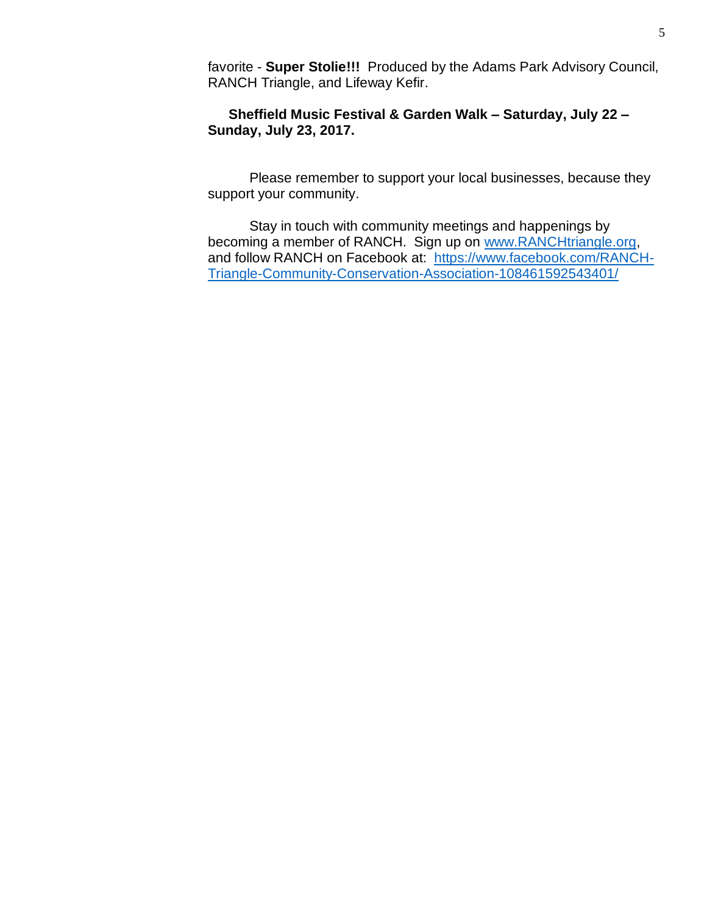favorite - **Super Stolie!!!** Produced by the Adams Park Advisory Council, RANCH Triangle, and Lifeway Kefir.

**Sheffield Music Festival & Garden Walk – Saturday, July 22 – Sunday, July 23, 2017.**

Please remember to support your local businesses, because they support your community.

Stay in touch with community meetings and happenings by becoming a member of RANCH. Sign up on [www.RANCHtriangle.org](http://www.RANCHtriangle.org), and follow RANCH on Facebook at: [https://www.facebook.com/RANCH-Triangle-Community-Conservation-Association-108461592543401/](https://www.facebook.com/RANCH-Triangle-Community-Conservation-Association-108461592543401/)